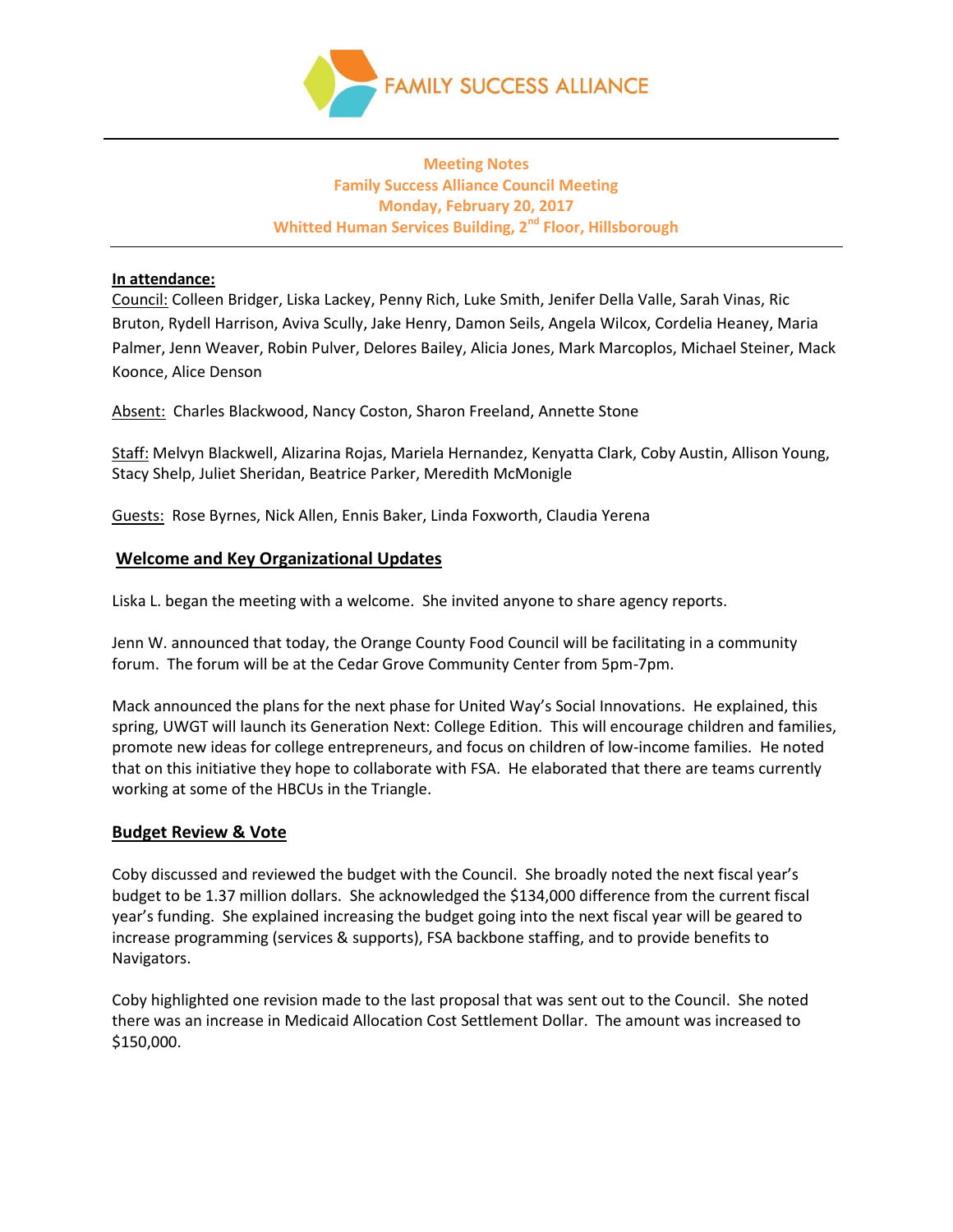FAMILY SUCCESS ALLIANCE

**Meeting Notes**
**Family Success Alliance Council Meeting**
**Monday, February 20, 2017**
**Whitted Human Services Building, 2nd Floor, Hillsborough**

---

**In attendance:**

Council: Colleen Bridger, Liska Lackey, Penny Rich, Luke Smith, Jenifer Della Valle, Sarah Vinas, Ric Bruton, Rydell Harrison, Aviva Scully, Jake Henry, Damon Seils, Angela Wilcox, Cordelia Heaney, Maria Palmer, Jenn Weaver, Robin Pulver, Delores Bailey, Alicia Jones, Mark Marcoplos, Michael Steiner, Mack Koonce, Alice Denson

Absent: Charles Blackwood, Nancy Coston, Sharon Freeland, Annette Stone

Staff: Melvyn Blackwell, Alizarina Rojas, Mariela Hernandez, Kenyatta Clark, Coby Austin, Allison Young, Stacy Shelp, Juliet Sheridan, Beatrice Parker, Meredith McMonigle

Guests: Rose Byrnes, Nick Allen, Ennis Baker, Linda Foxworth, Claudia Yerena

## Welcome and Key Organizational Updates

Liska L. began the meeting with a welcome. She invited anyone to share agency reports.

Jenn W. announced that today, the Orange County Food Council will be facilitating in a community forum. The forum will be at the Cedar Grove Community Center from 5pm-7pm.

Mack announced the plans for the next phase for United Way's Social Innovations. He explained, this spring, UWGT will launch its Generation Next: College Edition. This will encourage children and families, promote new ideas for college entrepreneurs, and focus on children of low-income families. He noted that on this initiative they hope to collaborate with FSA. He elaborated that there are teams currently working at some of the HBCUs in the Triangle.

## Budget Review & Vote

Coby discussed and reviewed the budget with the Council. She broadly noted the next fiscal year's budget to be 1.37 million dollars. She acknowledged the $134,000 difference from the current fiscal year's funding. She explained increasing the budget going into the next fiscal year will be geared to increase programming (services & supports), FSA backbone staffing, and to provide benefits to Navigators.

Coby highlighted one revision made to the last proposal that was sent out to the Council. She noted there was an increase in Medicaid Allocation Cost Settlement Dollar. The amount was increased to $150,000.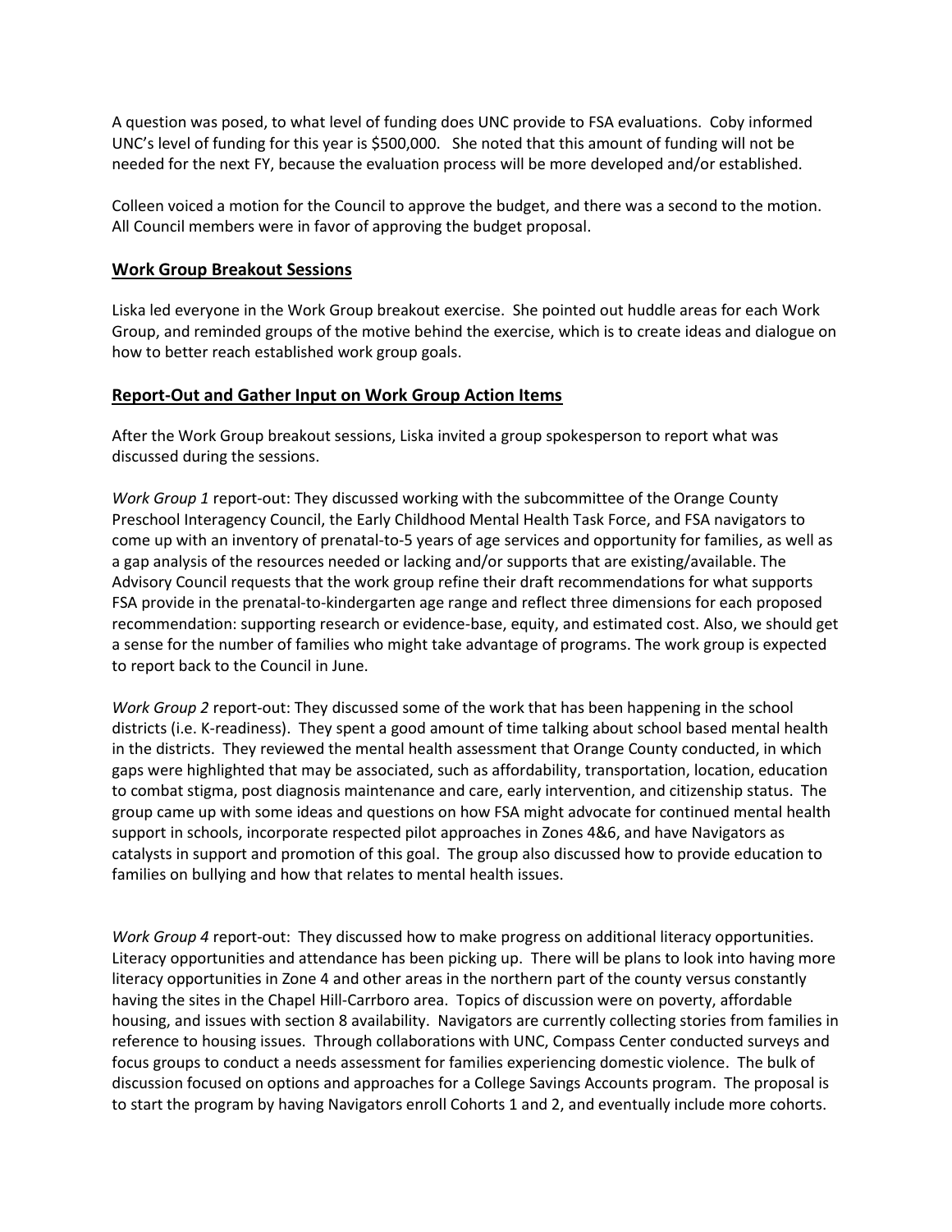A question was posed, to what level of funding does UNC provide to FSA evaluations. Coby informed UNC's level of funding for this year is $500,000. She noted that this amount of funding will not be needed for the next FY, because the evaluation process will be more developed and/or established.

Colleen voiced a motion for the Council to approve the budget, and there was a second to the motion. All Council members were in favor of approving the budget proposal.

## Work Group Breakout Sessions

Liska led everyone in the Work Group breakout exercise. She pointed out huddle areas for each Work Group, and reminded groups of the motive behind the exercise, which is to create ideas and dialogue on how to better reach established work group goals.

## Report-Out and Gather Input on Work Group Action Items

After the Work Group breakout sessions, Liska invited a group spokesperson to report what was discussed during the sessions.

*Work Group 1* report-out: They discussed working with the subcommittee of the Orange County Preschool Interagency Council, the Early Childhood Mental Health Task Force, and FSA navigators to come up with an inventory of prenatal-to-5 years of age services and opportunity for families, as well as a gap analysis of the resources needed or lacking and/or supports that are existing/available. The Advisory Council requests that the work group refine their draft recommendations for what supports FSA provide in the prenatal-to-kindergarten age range and reflect three dimensions for each proposed recommendation: supporting research or evidence-base, equity, and estimated cost. Also, we should get a sense for the number of families who might take advantage of programs. The work group is expected to report back to the Council in June.

*Work Group 2* report-out: They discussed some of the work that has been happening in the school districts (i.e. K-readiness). They spent a good amount of time talking about school based mental health in the districts. They reviewed the mental health assessment that Orange County conducted, in which gaps were highlighted that may be associated, such as affordability, transportation, location, education to combat stigma, post diagnosis maintenance and care, early intervention, and citizenship status. The group came up with some ideas and questions on how FSA might advocate for continued mental health support in schools, incorporate respected pilot approaches in Zones 4&6, and have Navigators as catalysts in support and promotion of this goal. The group also discussed how to provide education to families on bullying and how that relates to mental health issues.

*Work Group 4* report-out: They discussed how to make progress on additional literacy opportunities. Literacy opportunities and attendance has been picking up. There will be plans to look into having more literacy opportunities in Zone 4 and other areas in the northern part of the county versus constantly having the sites in the Chapel Hill-Carrboro area. Topics of discussion were on poverty, affordable housing, and issues with section 8 availability. Navigators are currently collecting stories from families in reference to housing issues. Through collaborations with UNC, Compass Center conducted surveys and focus groups to conduct a needs assessment for families experiencing domestic violence. The bulk of discussion focused on options and approaches for a College Savings Accounts program. The proposal is to start the program by having Navigators enroll Cohorts 1 and 2, and eventually include more cohorts.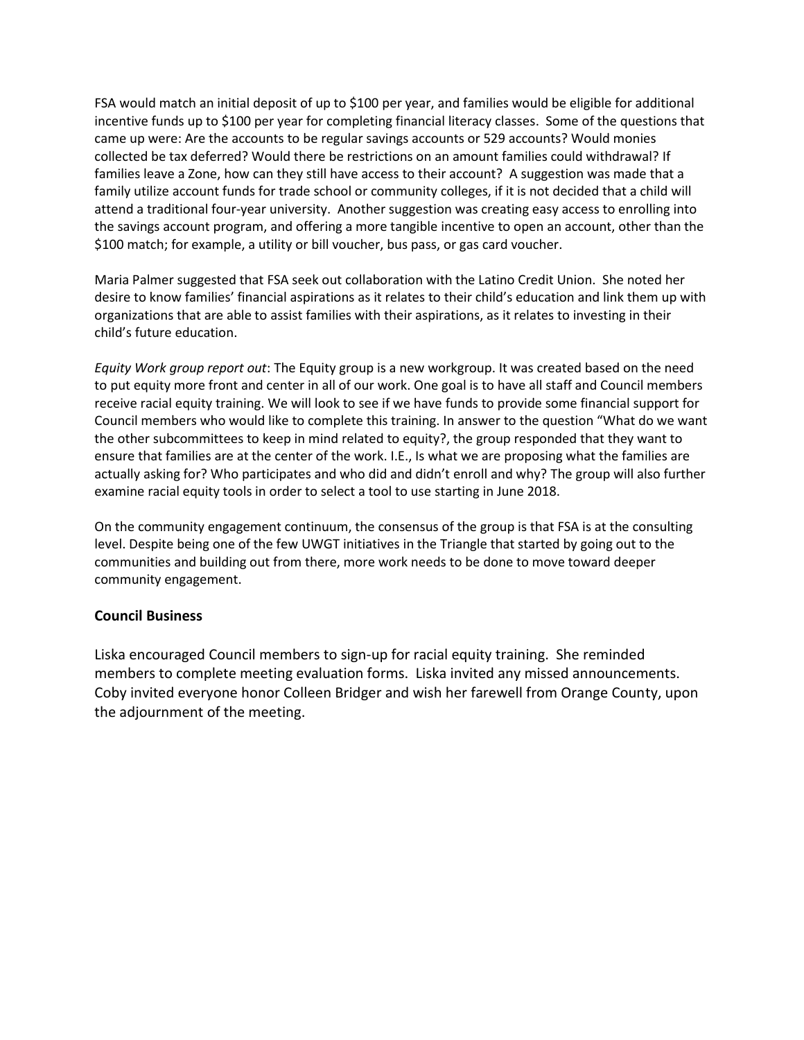FSA would match an initial deposit of up to $100 per year, and families would be eligible for additional incentive funds up to $100 per year for completing financial literacy classes. Some of the questions that came up were: Are the accounts to be regular savings accounts or 529 accounts? Would monies collected be tax deferred? Would there be restrictions on an amount families could withdrawal? If families leave a Zone, how can they still have access to their account? A suggestion was made that a family utilize account funds for trade school or community colleges, if it is not decided that a child will attend a traditional four-year university. Another suggestion was creating easy access to enrolling into the savings account program, and offering a more tangible incentive to open an account, other than the $100 match; for example, a utility or bill voucher, bus pass, or gas card voucher.

Maria Palmer suggested that FSA seek out collaboration with the Latino Credit Union. She noted her desire to know families' financial aspirations as it relates to their child's education and link them up with organizations that are able to assist families with their aspirations, as it relates to investing in their child's future education.

*Equity Work group report out*: The Equity group is a new workgroup. It was created based on the need to put equity more front and center in all of our work. One goal is to have all staff and Council members receive racial equity training. We will look to see if we have funds to provide some financial support for Council members who would like to complete this training. In answer to the question "What do we want the other subcommittees to keep in mind related to equity?, the group responded that they want to ensure that families are at the center of the work. I.E., Is what we are proposing what the families are actually asking for? Who participates and who did and didn't enroll and why? The group will also further examine racial equity tools in order to select a tool to use starting in June 2018.

On the community engagement continuum, the consensus of the group is that FSA is at the consulting level. Despite being one of the few UWGT initiatives in the Triangle that started by going out to the communities and building out from there, more work needs to be done to move toward deeper community engagement.

**Council Business**

Liska encouraged Council members to sign-up for racial equity training. She reminded members to complete meeting evaluation forms. Liska invited any missed announcements. Coby invited everyone honor Colleen Bridger and wish her farewell from Orange County, upon the adjournment of the meeting.